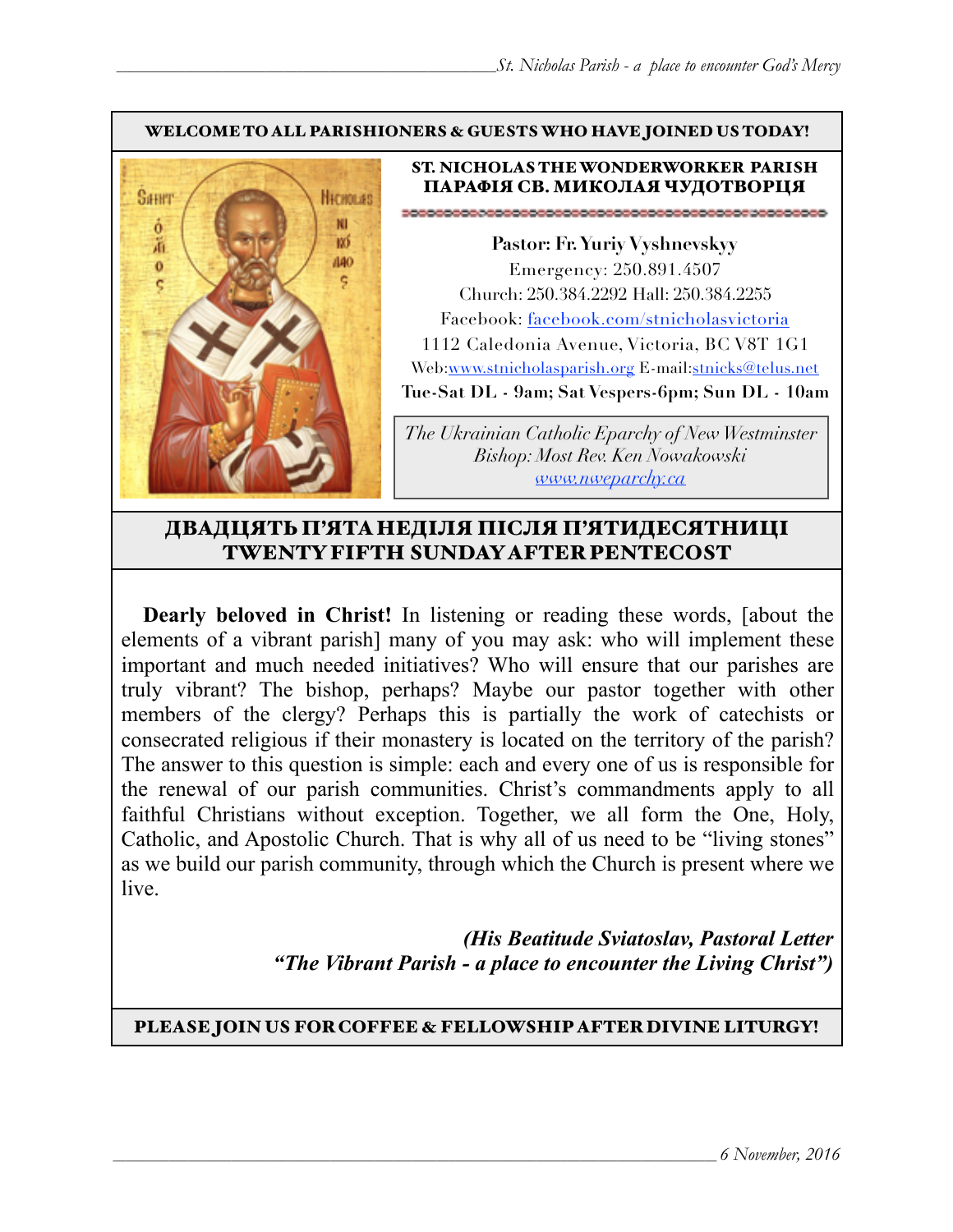**WELCOME TO ALL PARISHIONERS & GUESTS WHO HAVE JOINED US TODAY!**

**ST. NICHOLAS THE WONDERWORKER PARISH**
**ПАРАФІЯ СВ. МИКОЛАЯ ЧУДОТВОРЦЯ**

**Pastor: Fr. Yuriy Vyshnevskyy**
Emergency: 250.891.4507
Church: 250.384.2292 Hall: 250.384.2255
Facebook: facebook.com/stnicholasvictoria
1112 Caledonia Avenue, Victoria, BC V8T 1G1
Web:www.stnicholasparish.org E-mail:stnicks@telus.net
**Tue-Sat DL - 9am; Sat Vespers-6pm; Sun DL - 10am**

*The Ukrainian Catholic Eparchy of New Westminster*
*Bishop: Most Rev. Ken Nowakowski*
*www.nweparchy.ca*

## ДВАДЦЯТЬ П'ЯТА НЕДІЛЯ ПІСЛЯ П'ЯТИДЕСЯТНИЦІ
## TWENTY FIFTH SUNDAY AFTER PENTECOST

**Dearly beloved in Christ!** In listening or reading these words, [about the elements of a vibrant parish] many of you may ask: who will implement these important and much needed initiatives? Who will ensure that our parishes are truly vibrant? The bishop, perhaps? Maybe our pastor together with other members of the clergy? Perhaps this is partially the work of catechists or consecrated religious if their monastery is located on the territory of the parish? The answer to this question is simple: each and every one of us is responsible for the renewal of our parish communities. Christ's commandments apply to all faithful Christians without exception. Together, we all form the One, Holy, Catholic, and Apostolic Church. That is why all of us need to be "living stones" as we build our parish community, through which the Church is present where we live.

***(His Beatitude Sviatoslav, Pastoral Letter***
***"The Vibrant Parish - a place to encounter the Living Christ")***

**PLEASE JOIN US FOR COFFEE & FELLOWSHIP AFTER DIVINE LITURGY!**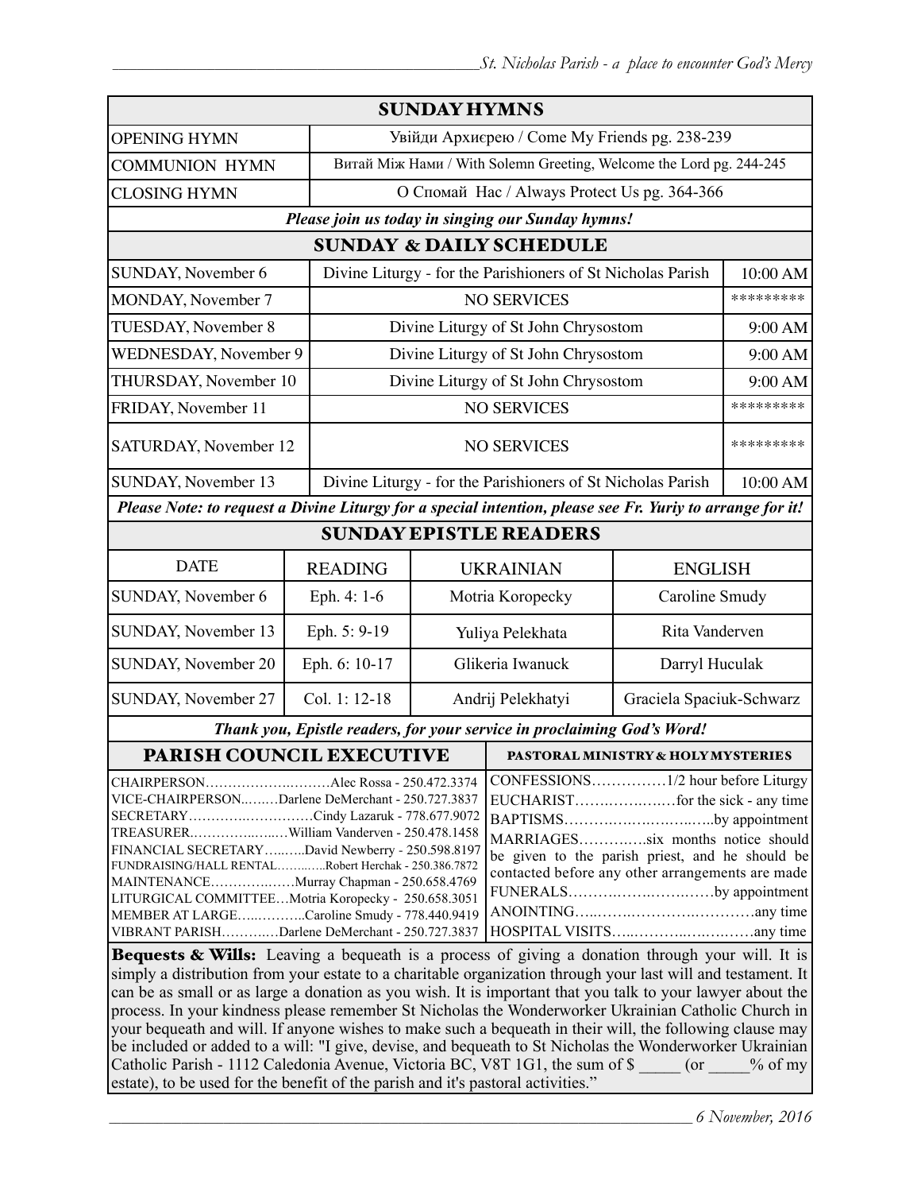## SUNDAY HYMNS

| | |
|---|---|
| OPENING HYMN | Увійди Архиєрею / Come My Friends pg. 238-239 |
| COMMUNION HYMN | Витай Між Нами / With Solemn Greeting, Welcome the Lord pg. 244-245 |
| CLOSING HYMN | О Спомай Нас / Always Protect Us pg. 364-366 |

***Please join us today in singing our Sunday hymns!***

## SUNDAY & DAILY SCHEDULE

| | | |
|---|---|---|
| SUNDAY, November 6 | Divine Liturgy - for the Parishioners of St Nicholas Parish | 10:00 AM |
| MONDAY, November 7 | NO SERVICES | ********* |
| TUESDAY, November 8 | Divine Liturgy of St John Chrysostom | 9:00 AM |
| WEDNESDAY, November 9 | Divine Liturgy of St John Chrysostom | 9:00 AM |
| THURSDAY, November 10 | Divine Liturgy of St John Chrysostom | 9:00 AM |
| FRIDAY, November 11 | NO SERVICES | ********* |
| SATURDAY, November 12 | NO SERVICES | ********* |
| SUNDAY, November 13 | Divine Liturgy - for the Parishioners of St Nicholas Parish | 10:00 AM |

***Please Note: to request a Divine Liturgy for a special intention, please see Fr. Yuriy to arrange for it!***

## SUNDAY EPISTLE READERS

| DATE | READING | UKRAINIAN | ENGLISH |
|---|---|---|---|
| SUNDAY, November 6 | Eph. 4: 1-6 | Motria Koropecky | Caroline Smudy |
| SUNDAY, November 13 | Eph. 5: 9-19 | Yuliya Pelekhata | Rita Vanderven |
| SUNDAY, November 20 | Eph. 6: 10-17 | Glikeria Iwanuck | Darryl Huculak |
| SUNDAY, November 27 | Col. 1: 12-18 | Andrij Pelekhatyi | Graciela Spaciuk-Schwarz |

***Thank you, Epistle readers, for your service in proclaiming God's Word!***

## PARISH COUNCIL EXECUTIVE

CHAIRPERSON……………….………Alec Rossa - 250.472.3374
VICE-CHAIRPERSON...……Darlene DeMerchant - 250.727.3837
SECRETARY……………………Cindy Lazaruk - 778.677.9072
TREASURER………………William Vanderven - 250.478.1458
FINANCIAL SECRETARY……..David Newberry - 250.598.8197
FUNDRAISING/HALL RENTAL…………Robert Herchak - 250.386.7872
MAINTENANCE………………Murray Chapman - 250.658.4769
LITURGICAL COMMITTEE…Motria Koropecky - 250.658.3051
MEMBER AT LARGE……………Caroline Smudy - 778.440.9419
VIBRANT PARISH…………Darlene DeMerchant - 250.727.3837

## PASTORAL MINISTRY & HOLY MYSTERIES

CONFESSIONS……………1/2 hour before Liturgy
EUCHARIST………………for the sick - any time
BAPTISMS…………………………by appointment
MARRIAGES…………six months notice should be given to the parish priest, and he should be contacted before any other arrangements are made
FUNERALS…………………………by appointment
ANOINTING……………………………any time
HOSPITAL VISITS…………………………any time

**Bequests & Wills:** Leaving a bequeath is a process of giving a donation through your will. It is simply a distribution from your estate to a charitable organization through your last will and testament. It can be as small or as large a donation as you wish. It is important that you talk to your lawyer about the process. In your kindness please remember St Nicholas the Wonderworker Ukrainian Catholic Church in your bequeath and will. If anyone wishes to make such a bequeath in their will, the following clause may be included or added to a will: "I give, devise, and bequeath to St Nicholas the Wonderworker Ukrainian Catholic Parish - 1112 Caledonia Avenue, Victoria BC, V8T 1G1, the sum of $ _____ (or _____% of my estate), to be used for the benefit of the parish and it's pastoral activities."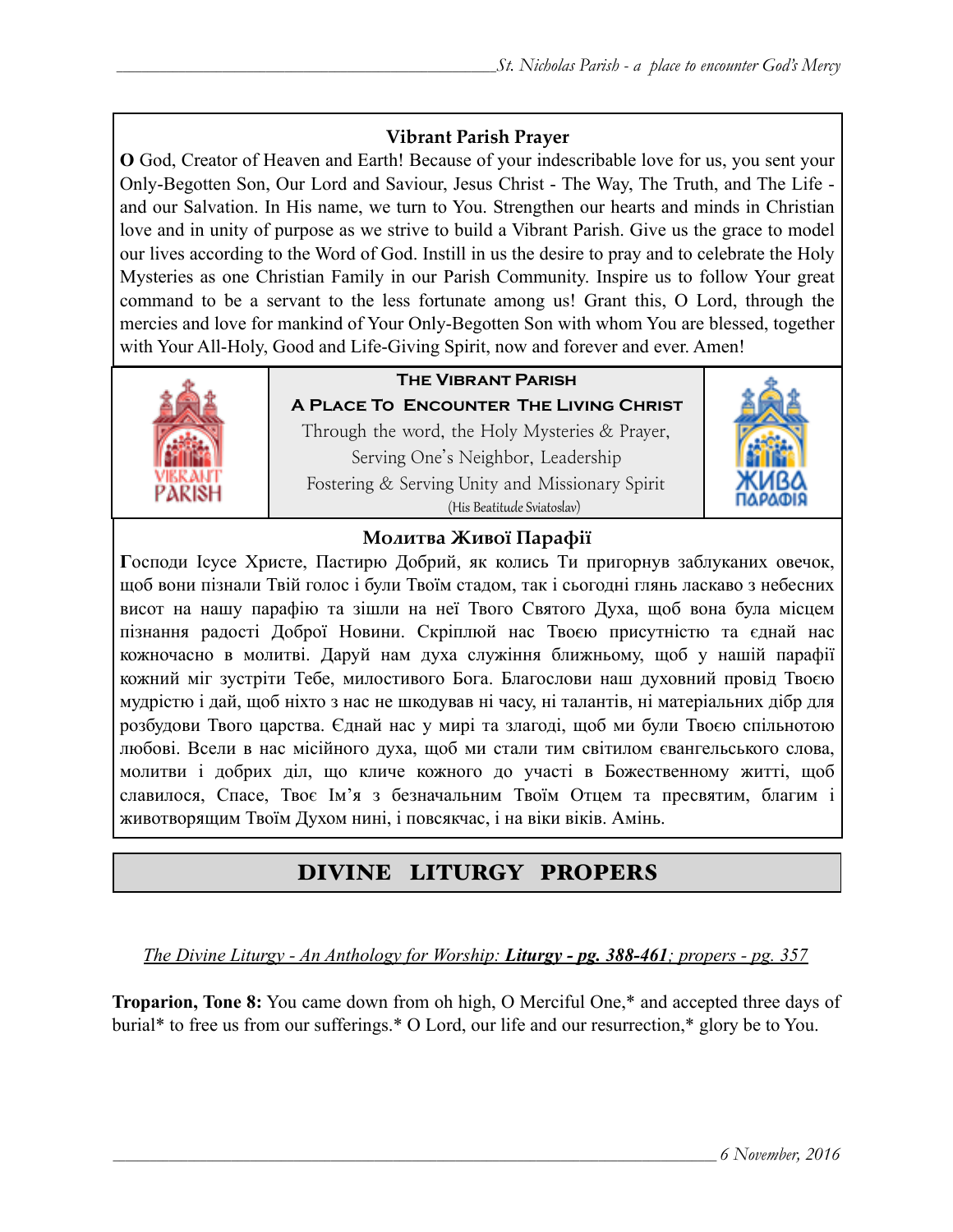### Vibrant Parish Prayer

**O** God, Creator of Heaven and Earth! Because of your indescribable love for us, you sent your Only-Begotten Son, Our Lord and Saviour, Jesus Christ - The Way, The Truth, and The Life - and our Salvation. In His name, we turn to You. Strengthen our hearts and minds in Christian love and in unity of purpose as we strive to build a Vibrant Parish. Give us the grace to model our lives according to the Word of God. Instill in us the desire to pray and to celebrate the Holy Mysteries as one Christian Family in our Parish Community. Inspire us to follow Your great command to be a servant to the less fortunate among us! Grant this, O Lord, through the mercies and love for mankind of Your Only-Begotten Son with whom You are blessed, together with Your All-Holy, Good and Life-Giving Spirit, now and forever and ever. Amen!

**The Vibrant Parish**

**A Place To Encounter The Living Christ**

Through the word, the Holy Mysteries & Prayer,
Serving One's Neighbor, Leadership
Fostering & Serving Unity and Missionary Spirit
(His Beatitude Sviatoslav)

### Молитва Живої Парафії

**Г**осподи Ісусе Христе, Пастирю Добрий, як колись Ти пригорнув заблуканих овечок, щоб вони пізнали Твій голос і були Твоїм стадом, так і сьогодні глянь ласкаво з небесних висот на нашу парафію та зішли на неї Твого Святого Духа, щоб вона була місцем пізнання радості Доброї Новини. Скріплюй нас Твоєю присутністю та єднай нас кожночасно в молитві. Даруй нам духа служіння ближньому, щоб у нашій парафії кожний міг зустріти Тебе, милостивого Бога. Благослови наш духовний провід Твоєю мудрістю і дай, щоб ніхто з нас не шкодував ні часу, ні талантів, ні матеріальних дібр для розбудови Твого царства. Єднай нас у мирі та злагоді, щоб ми були Твоєю спільнотою любові. Всели в нас місійного духа, щоб ми стали тим світилом євангельського слова, молитви і добрих діл, що кличе кожного до участі в Божественному житті, щоб славилося, Спасе, Твоє Ім'я з безначальним Твоїм Отцем та пресвятим, благим і животворящим Твоїм Духом нині, і повсякчас, і на віки віків. Амінь.

## DIVINE LITURGY PROPERS

*The Divine Liturgy - An Anthology for Worship:* ***Liturgy - pg. 388-461****; propers - pg. 357*

**Troparion, Tone 8:** You came down from oh high, O Merciful One,* and accepted three days of burial* to free us from our sufferings.* O Lord, our life and our resurrection,* glory be to You.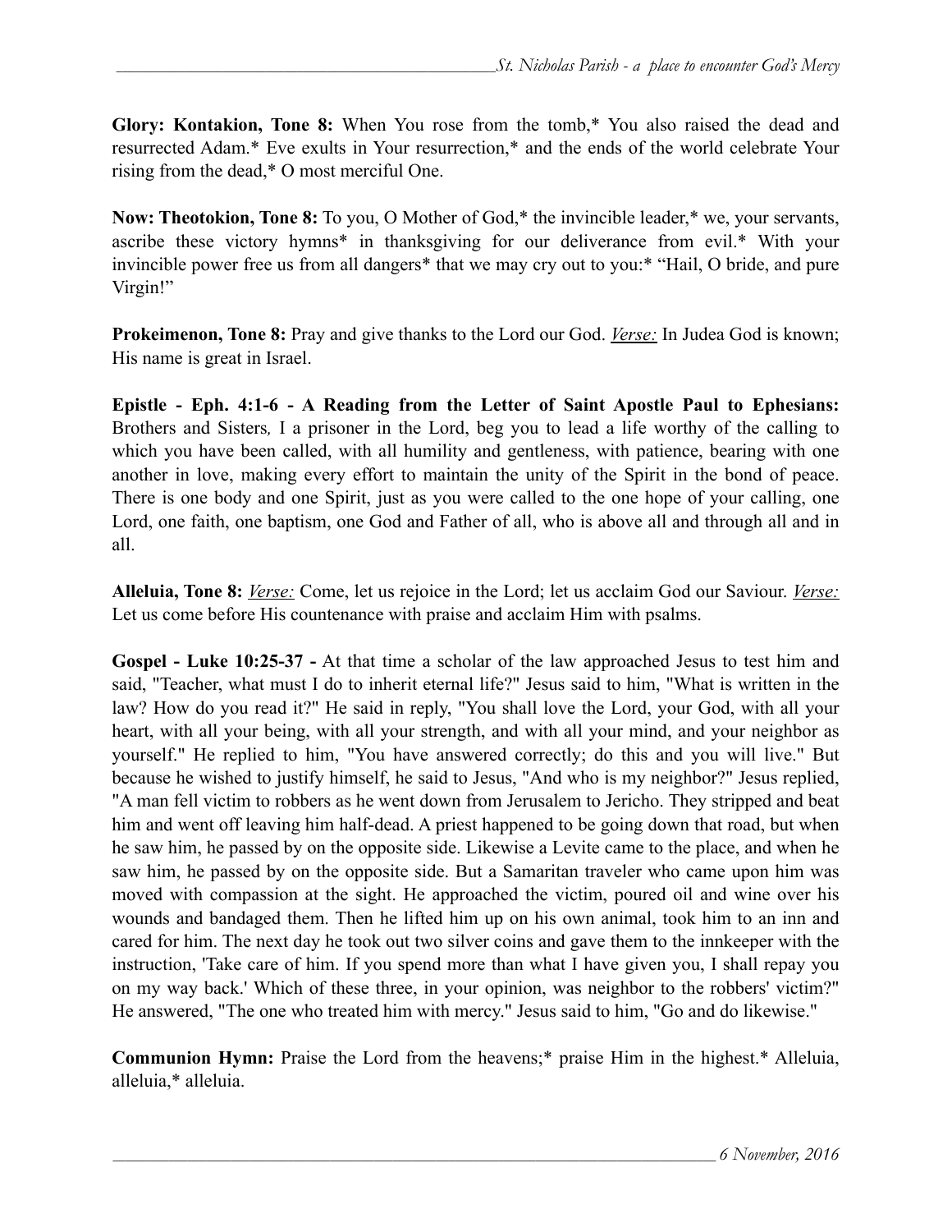**Glory: Kontakion, Tone 8:** When You rose from the tomb,* You also raised the dead and resurrected Adam.* Eve exults in Your resurrection,* and the ends of the world celebrate Your rising from the dead,* O most merciful One.

**Now: Theotokion, Tone 8:** To you, O Mother of God,* the invincible leader,* we, your servants, ascribe these victory hymns* in thanksgiving for our deliverance from evil.* With your invincible power free us from all dangers* that we may cry out to you:* "Hail, O bride, and pure Virgin!"

**Prokeimenon, Tone 8:** Pray and give thanks to the Lord our God. *Verse:* In Judea God is known; His name is great in Israel.

**Epistle - Eph. 4:1-6 - A Reading from the Letter of Saint Apostle Paul to Ephesians:** Brothers and Sisters*,* I a prisoner in the Lord, beg you to lead a life worthy of the calling to which you have been called, with all humility and gentleness, with patience, bearing with one another in love, making every effort to maintain the unity of the Spirit in the bond of peace. There is one body and one Spirit, just as you were called to the one hope of your calling, one Lord, one faith, one baptism, one God and Father of all, who is above all and through all and in all.

**Alleluia, Tone 8:** *Verse:* Come, let us rejoice in the Lord; let us acclaim God our Saviour. *Verse:* Let us come before His countenance with praise and acclaim Him with psalms.

**Gospel - Luke 10:25-37 -** At that time a scholar of the law approached Jesus to test him and said, "Teacher, what must I do to inherit eternal life?" Jesus said to him, "What is written in the law? How do you read it?" He said in reply, "You shall love the Lord, your God, with all your heart, with all your being, with all your strength, and with all your mind, and your neighbor as yourself." He replied to him, "You have answered correctly; do this and you will live." But because he wished to justify himself, he said to Jesus, "And who is my neighbor?" Jesus replied, "A man fell victim to robbers as he went down from Jerusalem to Jericho. They stripped and beat him and went off leaving him half-dead. A priest happened to be going down that road, but when he saw him, he passed by on the opposite side. Likewise a Levite came to the place, and when he saw him, he passed by on the opposite side. But a Samaritan traveler who came upon him was moved with compassion at the sight. He approached the victim, poured oil and wine over his wounds and bandaged them. Then he lifted him up on his own animal, took him to an inn and cared for him. The next day he took out two silver coins and gave them to the innkeeper with the instruction, 'Take care of him. If you spend more than what I have given you, I shall repay you on my way back.' Which of these three, in your opinion, was neighbor to the robbers' victim?" He answered, "The one who treated him with mercy." Jesus said to him, "Go and do likewise."

**Communion Hymn:** Praise the Lord from the heavens;* praise Him in the highest.* Alleluia, alleluia,* alleluia.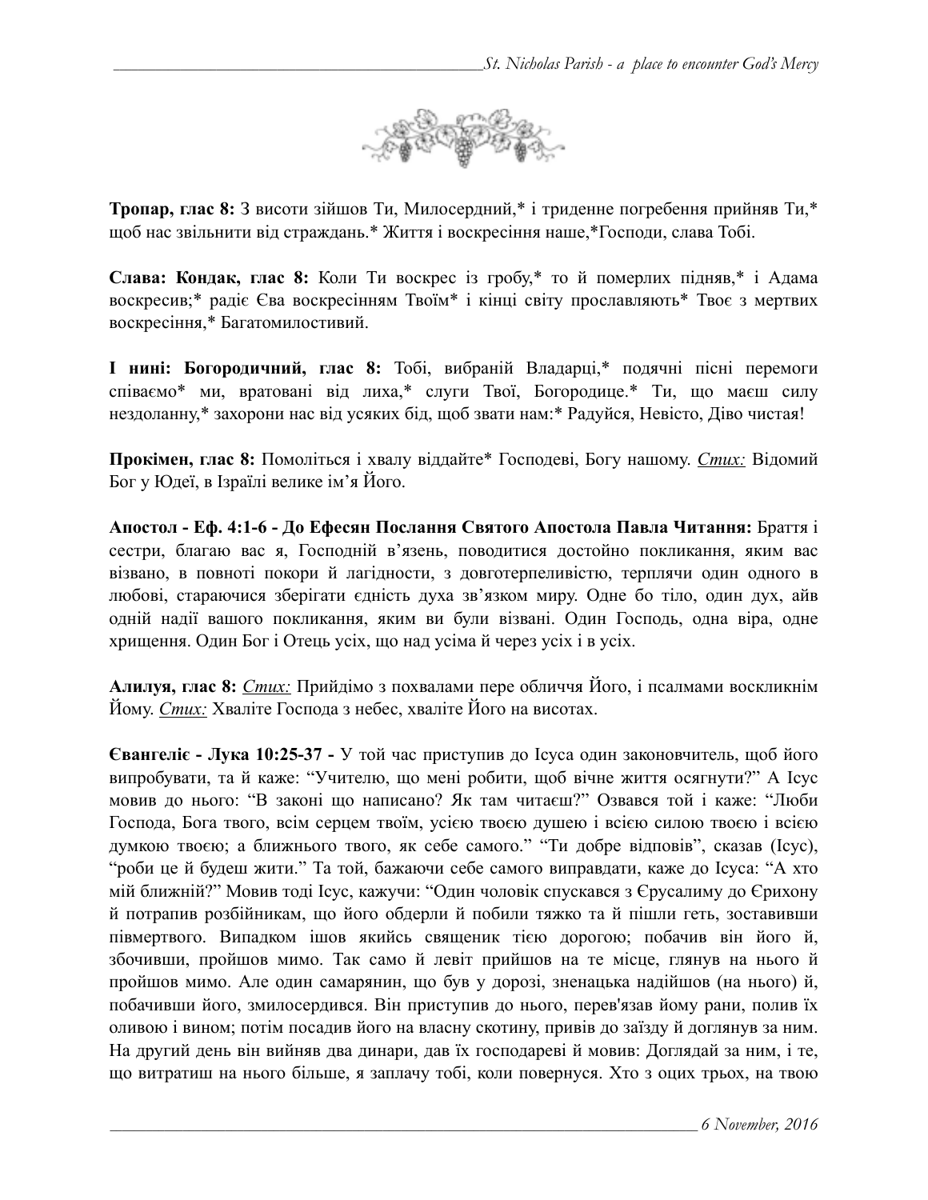**Тропар, глас 8:** З висоти зійшов Ти, Милосердний,* і триденне погребення прийняв Ти,* щоб нас звільнити від страждань.* Життя і воскресіння наше,*Господи, слава Тобі.

**Слава: Кондак, глас 8:** Коли Ти воскрес із гробу,* то й померлих підняв,* і Адама воскресив;* радіє Єва воскресінням Твоїм* і кінці світу прославляють* Твоє з мертвих воскресіння,* Багатомилостивий.

**І нині: Богородичний, глас 8:** Тобі, вибраній Владарці,* подячні пісні перемоги співаємо* ми, вратовані від лиха,* слуги Твої, Богородице.* Ти, що маєш силу нездоланну,* захорони нас від усяких бід, щоб звати нам:* Радуйся, Невісто, Діво чистая!

**Прокімен, глас 8:** Помоліться і хвалу віддайте* Господеві, Богу нашому. *Стих:* Відомий Бог у Юдеї, в Ізраїлі велике ім'я Його.

**Апостол - Еф. 4:1-6 - До Ефесян Послання Святого Апостола Павла Читання:** Браття і сестри, благаю вас я, Господній в'язень, поводитися достойно покликання, яким вас візвано, в повноті покори й лагідности, з довготерпеливістю, терплячи один одного в любові, стараючися зберігати єдність духа зв'язком миру. Одне бо тіло, один дух, айв одній надії вашого покликання, яким ви були візвані. Один Господь, одна віра, одне хрищення. Один Бог і Отець усіх, що над усіма й через усіх і в усіх.

**Алилуя, глас 8:** *Стих:* Прийдімо з похвалами пере обличчя Його, і псалмами воскликнім Йому. *Стих:* Хваліте Господа з небес, хваліте Його на висотах.

**Євангеліє - Лука 10:25-37 -** У той час приступив до Ісуса один законовчитель, щоб його випробувати, та й каже: "Учителю, що мені робити, щоб вічне життя осягнути?" А Ісус мовив до нього: "В законі що написано? Як там читаєш?" Озвався той і каже: "Люби Господа, Бога твого, всім серцем твоїм, усією твоєю душею і всією силою твоєю і всією думкою твоєю; а ближнього твого, як себе самого." "Ти добре відповів", сказав (Ісус), "роби це й будеш жити." Та той, бажаючи себе самого виправдати, каже до Ісуса: "А хто мій ближній?" Мовив тоді Ісус, кажучи: "Один чоловік спускався з Єрусалиму до Єрихону й потрапив розбійникам, що його обдерли й побили тяжко та й пішли геть, зоставивши півмертвого. Випадком ішов якийсь священик тією дорогою; побачив він його й, збочивши, пройшов мимо. Так само й левіт прийшов на те місце, глянув на нього й пройшов мимо. Але один самарянин, що був у дорозі, зненацька надійшов (на нього) й, побачивши його, змилосердився. Він приступив до нього, перев'язав йому рани, полив їх оливою і вином; потім посадив його на власну скотину, привів до заїзду й доглянув за ним. На другий день він вийняв два динари, дав їх господареві й мовив: Доглядай за ним, і те, що витратиш на нього більше, я заплачу тобі, коли повернуся. Хто з оцих трьох, на твою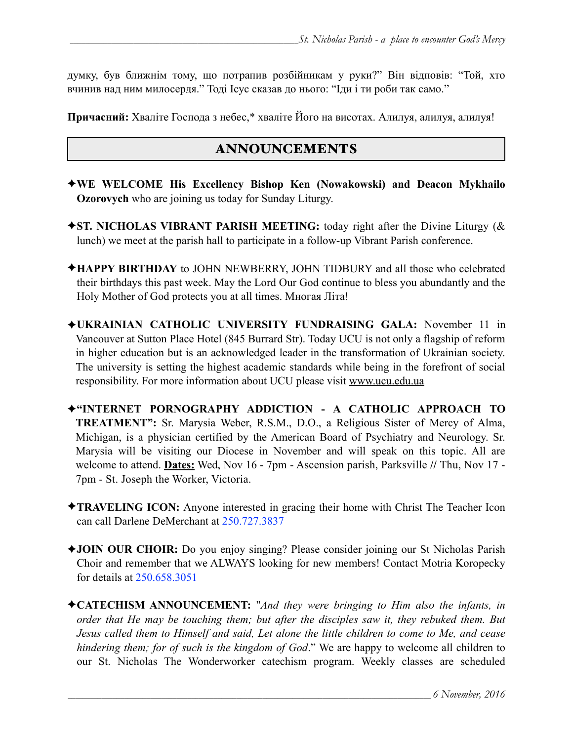думку, був ближнім тому, що потрапив розбійникам у руки?" Він відповів: "Той, хто вчинив над ним милосердя." Тоді Ісус сказав до нього: "Іди і ти роби так само."

**Причасний:** Хваліте Господа з небес,* хваліте Його на висотах. Алилуя, алилуя, алилуя!

## ANNOUNCEMENTS

✦**WE WELCOME His Excellency Bishop Ken (Nowakowski) and Deacon Mykhailo Ozorovych** who are joining us today for Sunday Liturgy.

✦**ST. NICHOLAS VIBRANT PARISH MEETING:** today right after the Divine Liturgy (& lunch) we meet at the parish hall to participate in a follow-up Vibrant Parish conference.

✦**HAPPY BIRTHDAY** to JOHN NEWBERRY, JOHN TIDBURY and all those who celebrated their birthdays this past week. May the Lord Our God continue to bless you abundantly and the Holy Mother of God protects you at all times. Многая Літа!

✦**UKRAINIAN CATHOLIC UNIVERSITY FUNDRAISING GALA:** November 11 in Vancouver at Sutton Place Hotel (845 Burrard Str). Today UCU is not only a flagship of reform in higher education but is an acknowledged leader in the transformation of Ukrainian society. The university is setting the highest academic standards while being in the forefront of social responsibility. For more information about UCU please visit www.ucu.edu.ua

✦**"INTERNET PORNOGRAPHY ADDICTION - A CATHOLIC APPROACH TO TREATMENT":** Sr. Marysia Weber, R.S.M., D.O., a Religious Sister of Mercy of Alma, Michigan, is a physician certified by the American Board of Psychiatry and Neurology. Sr. Marysia will be visiting our Diocese in November and will speak on this topic. All are welcome to attend. **Dates:** Wed, Nov 16 - 7pm - Ascension parish, Parksville // Thu, Nov 17 - 7pm - St. Joseph the Worker, Victoria.

✦**TRAVELING ICON:** Anyone interested in gracing their home with Christ The Teacher Icon can call Darlene DeMerchant at 250.727.3837

✦**JOIN OUR CHOIR:** Do you enjoy singing? Please consider joining our St Nicholas Parish Choir and remember that we ALWAYS looking for new members! Contact Motria Koropecky for details at 250.658.3051

✦**CATECHISM ANNOUNCEMENT:** "*And they were bringing to Him also the infants, in order that He may be touching them; but after the disciples saw it, they rebuked them. But Jesus called them to Himself and said, Let alone the little children to come to Me, and cease hindering them; for of such is the kingdom of God*." We are happy to welcome all children to our St. Nicholas The Wonderworker catechism program. Weekly classes are scheduled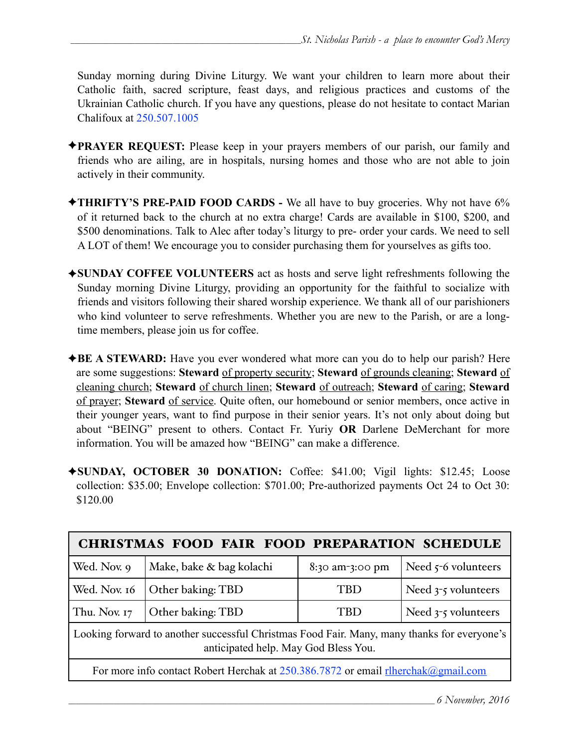Sunday morning during Divine Liturgy. We want your children to learn more about their Catholic faith, sacred scripture, feast days, and religious practices and customs of the Ukrainian Catholic church. If you have any questions, please do not hesitate to contact Marian Chalifoux at 250.507.1005

✦**PRAYER REQUEST:** Please keep in your prayers members of our parish, our family and friends who are ailing, are in hospitals, nursing homes and those who are not able to join actively in their community.

✦**THRIFTY'S PRE-PAID FOOD CARDS -** We all have to buy groceries. Why not have 6% of it returned back to the church at no extra charge! Cards are available in $100, $200, and $500 denominations. Talk to Alec after today's liturgy to pre- order your cards. We need to sell A LOT of them! We encourage you to consider purchasing them for yourselves as gifts too.

✦**SUNDAY COFFEE VOLUNTEERS** act as hosts and serve light refreshments following the Sunday morning Divine Liturgy, providing an opportunity for the faithful to socialize with friends and visitors following their shared worship experience. We thank all of our parishioners who kind volunteer to serve refreshments. Whether you are new to the Parish, or are a long-time members, please join us for coffee.

✦**BE A STEWARD:** Have you ever wondered what more can you do to help our parish? Here are some suggestions: **Steward** of property security; **Steward** of grounds cleaning; **Steward** of cleaning church; **Steward** of church linen; **Steward** of outreach; **Steward** of caring; **Steward** of prayer; **Steward** of service. Quite often, our homebound or senior members, once active in their younger years, want to find purpose in their senior years. It's not only about doing but about "BEING" present to others. Contact Fr. Yuriy **OR** Darlene DeMerchant for more information. You will be amazed how "BEING" can make a difference.

✦**SUNDAY, OCTOBER 30 DONATION:** Coffee: $41.00; Vigil lights: $12.45; Loose collection: $35.00; Envelope collection: $701.00; Pre-authorized payments Oct 24 to Oct 30: $120.00

| CHRISTMAS FOOD FAIR FOOD PREPARATION SCHEDULE | | | |
|---|---|---|---|
| Wed. Nov. 9 | Make, bake & bag kolachi | 8:30 am-3:00 pm | Need 5-6 volunteers |
| Wed. Nov. 16 | Other baking: TBD | TBD | Need 3-5 volunteers |
| Thu. Nov. 17 | Other baking: TBD | TBD | Need 3-5 volunteers |
| Looking forward to another successful Christmas Food Fair. Many, many thanks for everyone's anticipated help. May God Bless You. | | | |
| For more info contact Robert Herchak at 250.386.7872 or email rlherchak@gmail.com | | | |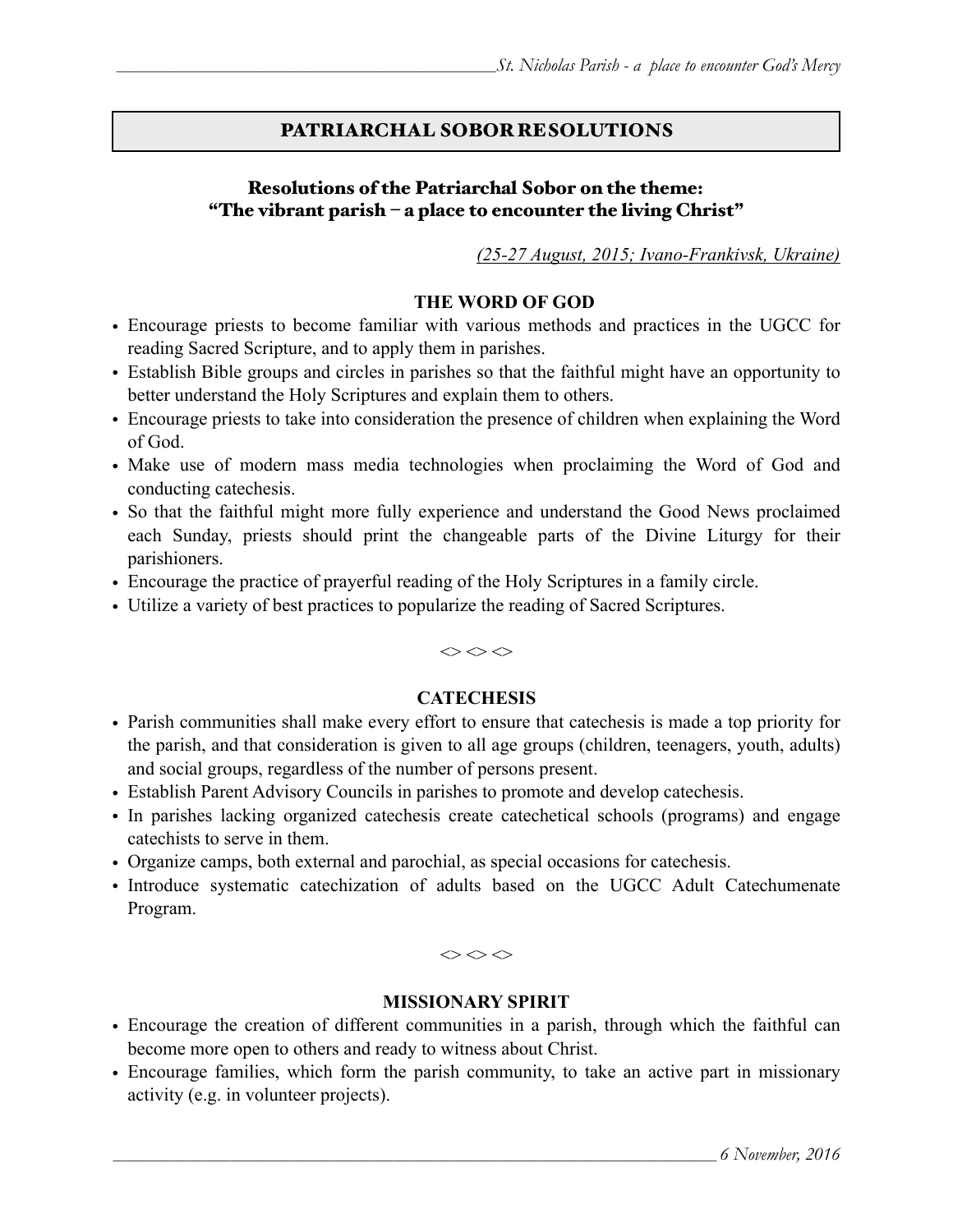## PATRIARCHAL SOBOR RESOLUTIONS

### Resolutions of the Patriarchal Sobor on the theme: "The vibrant parish – a place to encounter the living Christ"

*(25-27 August, 2015; Ivano-Frankivsk, Ukraine)*

#### THE WORD OF GOD

- Encourage priests to become familiar with various methods and practices in the UGCC for reading Sacred Scripture, and to apply them in parishes.
- Establish Bible groups and circles in parishes so that the faithful might have an opportunity to better understand the Holy Scriptures and explain them to others.
- Encourage priests to take into consideration the presence of children when explaining the Word of God.
- Make use of modern mass media technologies when proclaiming the Word of God and conducting catechesis.
- So that the faithful might more fully experience and understand the Good News proclaimed each Sunday, priests should print the changeable parts of the Divine Liturgy for their parishioners.
- Encourage the practice of prayerful reading of the Holy Scriptures in a family circle.
- Utilize a variety of best practices to popularize the reading of Sacred Scriptures.

<> <> <>

#### CATECHESIS

- Parish communities shall make every effort to ensure that catechesis is made a top priority for the parish, and that consideration is given to all age groups (children, teenagers, youth, adults) and social groups, regardless of the number of persons present.
- Establish Parent Advisory Councils in parishes to promote and develop catechesis.
- In parishes lacking organized catechesis create catechetical schools (programs) and engage catechists to serve in them.
- Organize camps, both external and parochial, as special occasions for catechesis.
- Introduce systematic catechization of adults based on the UGCC Adult Catechumenate Program.

<> <> <>

#### MISSIONARY SPIRIT

- Encourage the creation of different communities in a parish, through which the faithful can become more open to others and ready to witness about Christ.
- Encourage families, which form the parish community, to take an active part in missionary activity (e.g. in volunteer projects).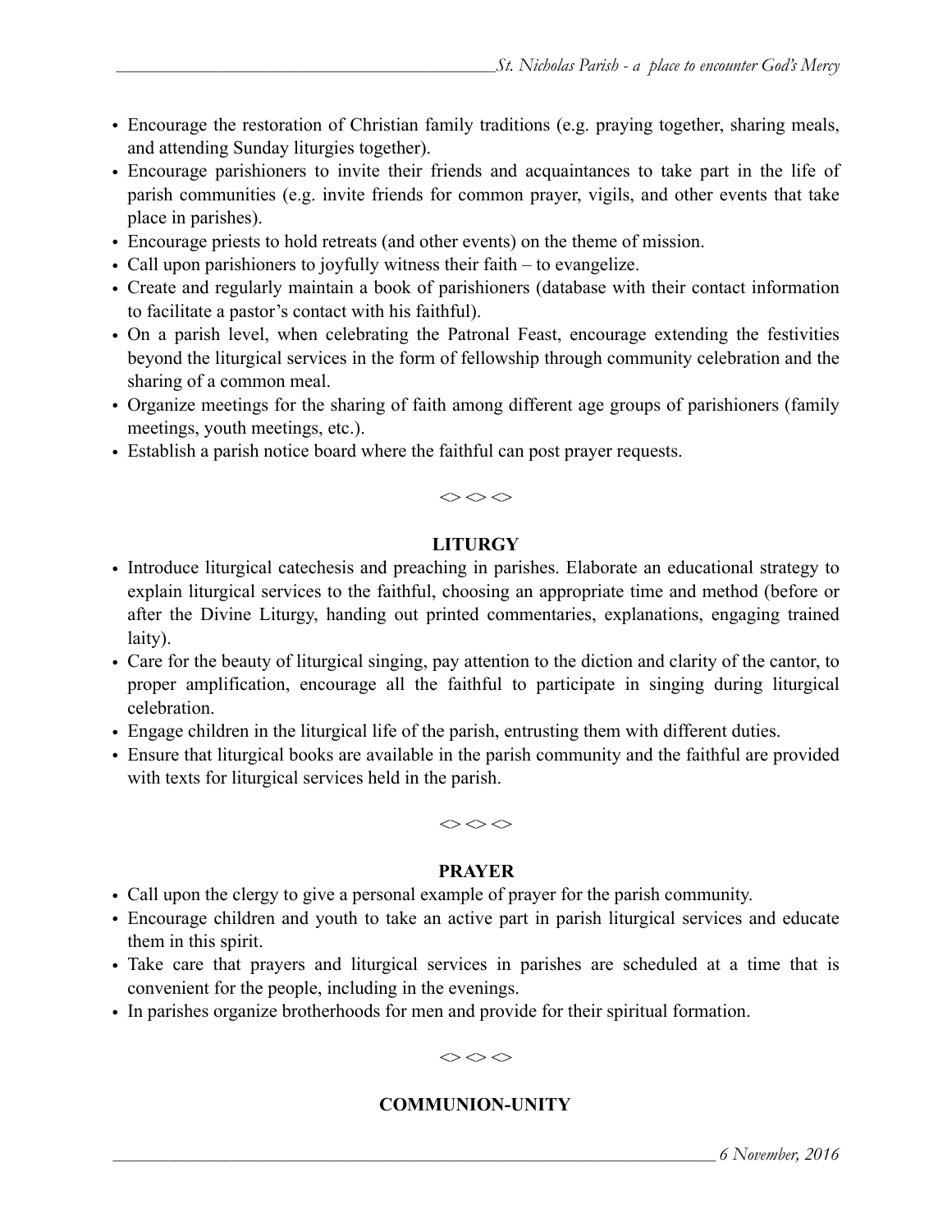- Encourage the restoration of Christian family traditions (e.g. praying together, sharing meals, and attending Sunday liturgies together).
- Encourage parishioners to invite their friends and acquaintances to take part in the life of parish communities (e.g. invite friends for common prayer, vigils, and other events that take place in parishes).
- Encourage priests to hold retreats (and other events) on the theme of mission.
- Call upon parishioners to joyfully witness their faith – to evangelize.
- Create and regularly maintain a book of parishioners (database with their contact information to facilitate a pastor's contact with his faithful).
- On a parish level, when celebrating the Patronal Feast, encourage extending the festivities beyond the liturgical services in the form of fellowship through community celebration and the sharing of a common meal.
- Organize meetings for the sharing of faith among different age groups of parishioners (family meetings, youth meetings, etc.).
- Establish a parish notice board where the faithful can post prayer requests.

<> <> <>

**LITURGY**

- Introduce liturgical catechesis and preaching in parishes. Elaborate an educational strategy to explain liturgical services to the faithful, choosing an appropriate time and method (before or after the Divine Liturgy, handing out printed commentaries, explanations, engaging trained laity).
- Care for the beauty of liturgical singing, pay attention to the diction and clarity of the cantor, to proper amplification, encourage all the faithful to participate in singing during liturgical celebration.
- Engage children in the liturgical life of the parish, entrusting them with different duties.
- Ensure that liturgical books are available in the parish community and the faithful are provided with texts for liturgical services held in the parish.

<> <> <>

**PRAYER**

- Call upon the clergy to give a personal example of prayer for the parish community.
- Encourage children and youth to take an active part in parish liturgical services and educate them in this spirit.
- Take care that prayers and liturgical services in parishes are scheduled at a time that is convenient for the people, including in the evenings.
- In parishes organize brotherhoods for men and provide for their spiritual formation.

<> <> <>

**COMMUNION-UNITY**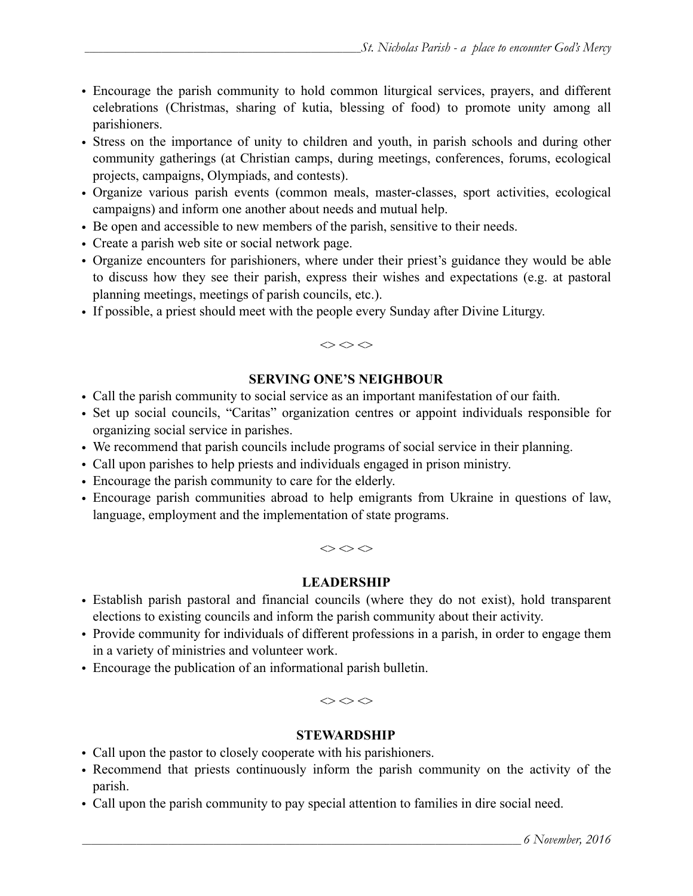- Encourage the parish community to hold common liturgical services, prayers, and different celebrations (Christmas, sharing of kutia, blessing of food) to promote unity among all parishioners.
- Stress on the importance of unity to children and youth, in parish schools and during other community gatherings (at Christian camps, during meetings, conferences, forums, ecological projects, campaigns, Olympiads, and contests).
- Organize various parish events (common meals, master-classes, sport activities, ecological campaigns) and inform one another about needs and mutual help.
- Be open and accessible to new members of the parish, sensitive to their needs.
- Create a parish web site or social network page.
- Organize encounters for parishioners, where under their priest's guidance they would be able to discuss how they see their parish, express their wishes and expectations (e.g. at pastoral planning meetings, meetings of parish councils, etc.).
- If possible, a priest should meet with the people every Sunday after Divine Liturgy.

<> <> <>

## SERVING ONE'S NEIGHBOUR

- Call the parish community to social service as an important manifestation of our faith.
- Set up social councils, "Caritas" organization centres or appoint individuals responsible for organizing social service in parishes.
- We recommend that parish councils include programs of social service in their planning.
- Call upon parishes to help priests and individuals engaged in prison ministry.
- Encourage the parish community to care for the elderly.
- Encourage parish communities abroad to help emigrants from Ukraine in questions of law, language, employment and the implementation of state programs.

<> <> <>

## LEADERSHIP

- Establish parish pastoral and financial councils (where they do not exist), hold transparent elections to existing councils and inform the parish community about their activity.
- Provide community for individuals of different professions in a parish, in order to engage them in a variety of ministries and volunteer work.
- Encourage the publication of an informational parish bulletin.

<> <> <>

## STEWARDSHIP

- Call upon the pastor to closely cooperate with his parishioners.
- Recommend that priests continuously inform the parish community on the activity of the parish.
- Call upon the parish community to pay special attention to families in dire social need.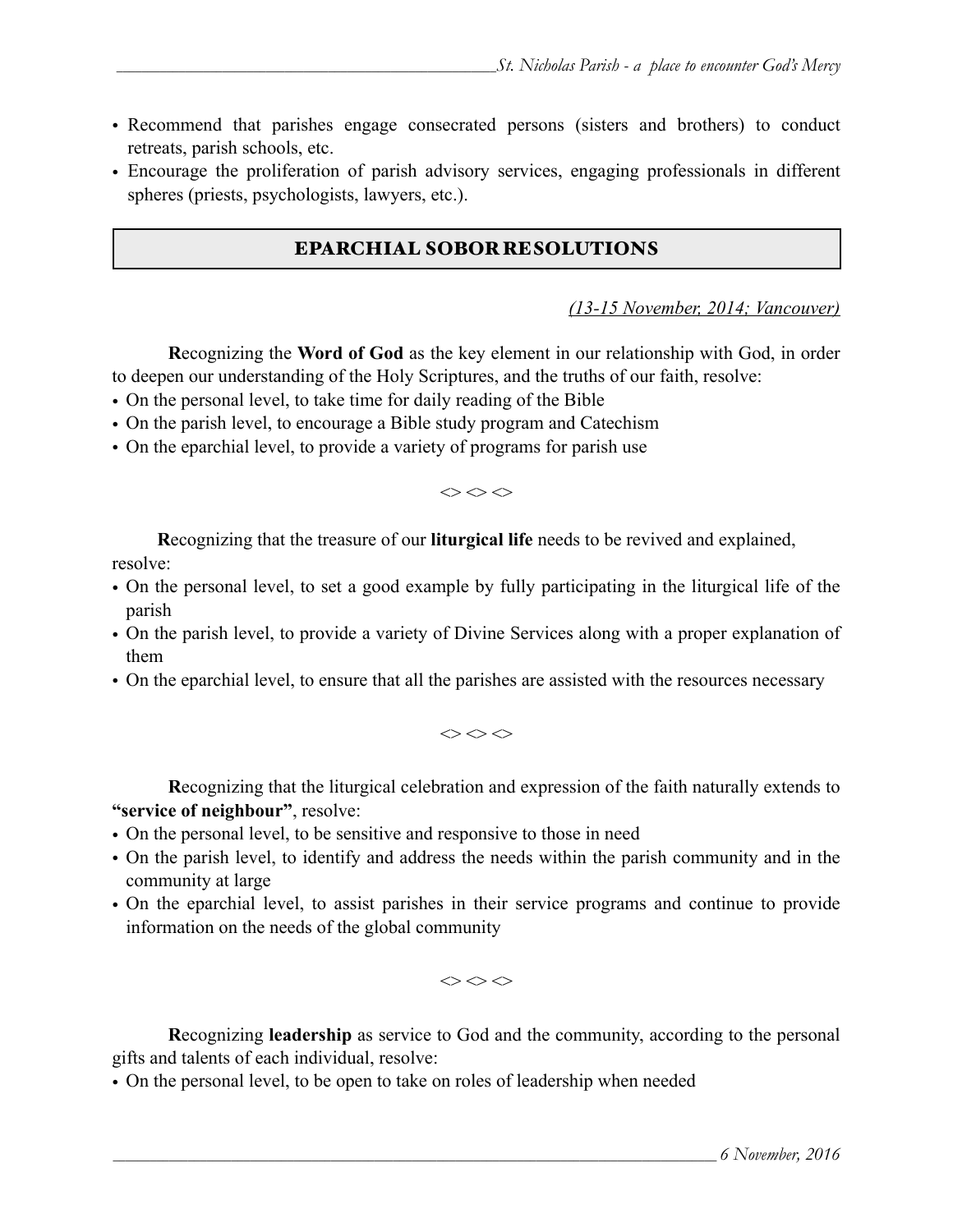- Recommend that parishes engage consecrated persons (sisters and brothers) to conduct retreats, parish schools, etc.
- Encourage the proliferation of parish advisory services, engaging professionals in different spheres (priests, psychologists, lawyers, etc.).

## EPARCHIAL SOBOR RESOLUTIONS

*(13-15 November, 2014; Vancouver)*

**R**ecognizing the **Word of God** as the key element in our relationship with God, in order to deepen our understanding of the Holy Scriptures, and the truths of our faith, resolve:

- On the personal level, to take time for daily reading of the Bible
- On the parish level, to encourage a Bible study program and Catechism
- On the eparchial level, to provide a variety of programs for parish use

<> <> <>

**R**ecognizing that the treasure of our **liturgical life** needs to be revived and explained, resolve:

- On the personal level, to set a good example by fully participating in the liturgical life of the parish
- On the parish level, to provide a variety of Divine Services along with a proper explanation of them
- On the eparchial level, to ensure that all the parishes are assisted with the resources necessary

<> <> <>

**R**ecognizing that the liturgical celebration and expression of the faith naturally extends to **"service of neighbour"**, resolve:

- On the personal level, to be sensitive and responsive to those in need
- On the parish level, to identify and address the needs within the parish community and in the community at large
- On the eparchial level, to assist parishes in their service programs and continue to provide information on the needs of the global community

<> <> <>

**R**ecognizing **leadership** as service to God and the community, according to the personal gifts and talents of each individual, resolve:

- On the personal level, to be open to take on roles of leadership when needed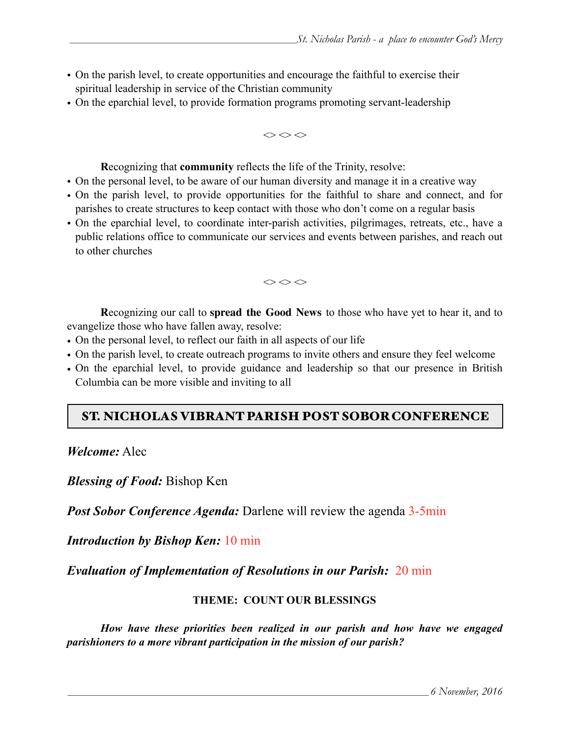- On the parish level, to create opportunities and encourage the faithful to exercise their spiritual leadership in service of the Christian community
- On the eparchial level, to provide formation programs promoting servant-leadership

<> <> <>

**R**ecognizing that **community** reflects the life of the Trinity, resolve:

- On the personal level, to be aware of our human diversity and manage it in a creative way
- On the parish level, to provide opportunities for the faithful to share and connect, and for parishes to create structures to keep contact with those who don't come on a regular basis
- On the eparchial level, to coordinate inter-parish activities, pilgrimages, retreats, etc., have a public relations office to communicate our services and events between parishes, and reach out to other churches

<> <> <>

**R**ecognizing our call to **spread the Good News** to those who have yet to hear it, and to evangelize those who have fallen away, resolve:

- On the personal level, to reflect our faith in all aspects of our life
- On the parish level, to create outreach programs to invite others and ensure they feel welcome
- On the eparchial level, to provide guidance and leadership so that our presence in British Columbia can be more visible and inviting to all

## ST. NICHOLAS VIBRANT PARISH POST SOBOR CONFERENCE

***Welcome:*** Alec

***Blessing of Food:*** Bishop Ken

***Post Sobor Conference Agenda:*** Darlene will review the agenda 3-5min

***Introduction by Bishop Ken:*** 10 min

***Evaluation of Implementation of Resolutions in our Parish:*** 20 min

**THEME: COUNT OUR BLESSINGS**

***How have these priorities been realized in our parish and how have we engaged parishioners to a more vibrant participation in the mission of our parish?***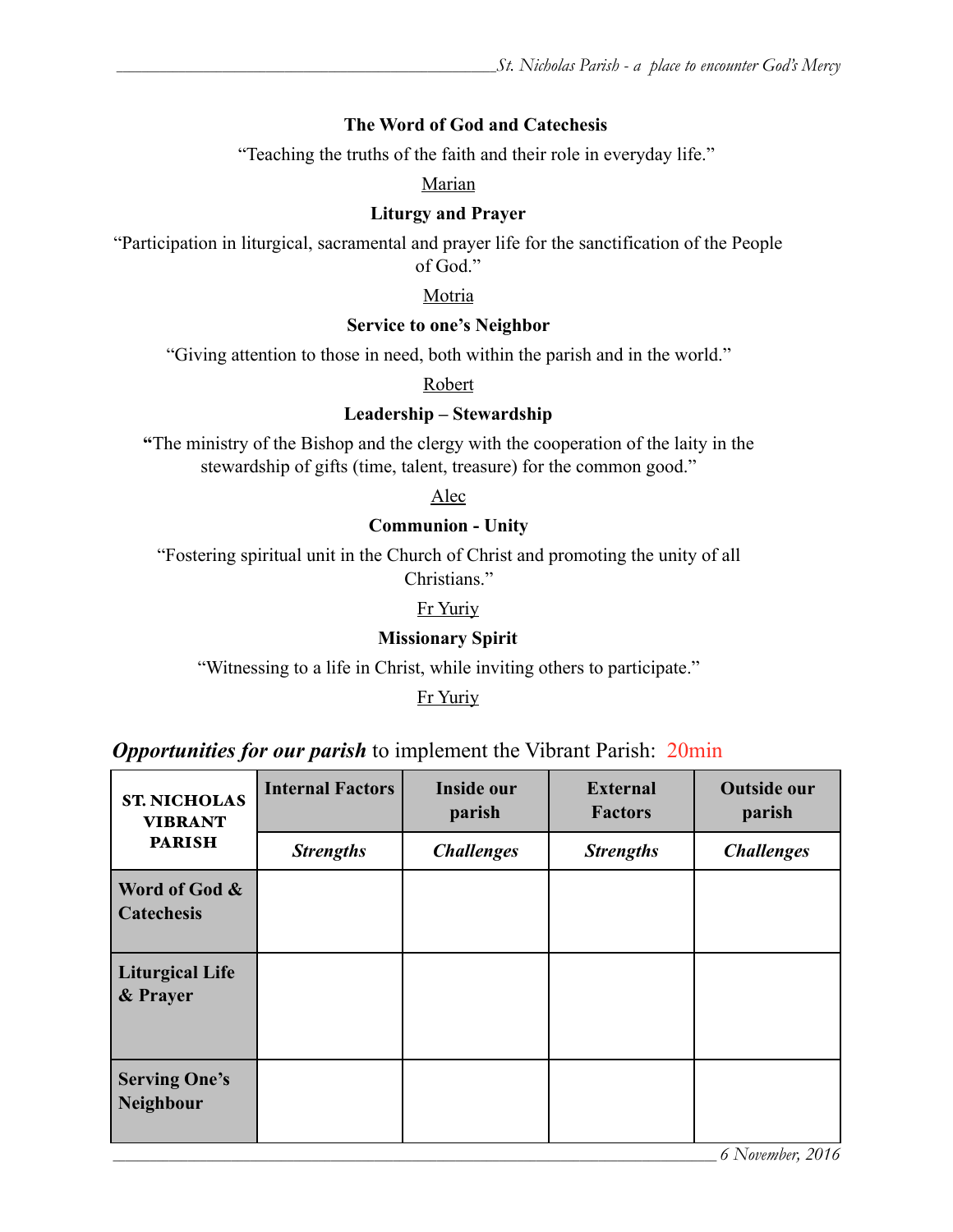**The Word of God and Catechesis**

"Teaching the truths of the faith and their role in everyday life."

<u>Marian</u>

**Liturgy and Prayer**

"Participation in liturgical, sacramental and prayer life for the sanctification of the People of God."

<u>Motria</u>

**Service to one's Neighbor**

"Giving attention to those in need, both within the parish and in the world."

<u>Robert</u>

**Leadership – Stewardship**

**"**The ministry of the Bishop and the clergy with the cooperation of the laity in the stewardship of gifts (time, talent, treasure) for the common good."

<u>Alec</u>

**Communion - Unity**

"Fostering spiritual unit in the Church of Christ and promoting the unity of all Christians."

<u>Fr Yuriy</u>

**Missionary Spirit**

"Witnessing to a life in Christ, while inviting others to participate."

<u>Fr Yuriy</u>

***Opportunities for our parish*** to implement the Vibrant Parish: 20min

| **ST. NICHOLAS VIBRANT PARISH** | **Internal Factors** | **Inside our parish** | **External Factors** | **Outside our parish** |
|---|---|---|---|---|
| | ***Strengths*** | ***Challenges*** | ***Strengths*** | ***Challenges*** |
| **Word of God & Catechesis** | | | | |
| **Liturgical Life & Prayer** | | | | |
| **Serving One's Neighbour** | | | | |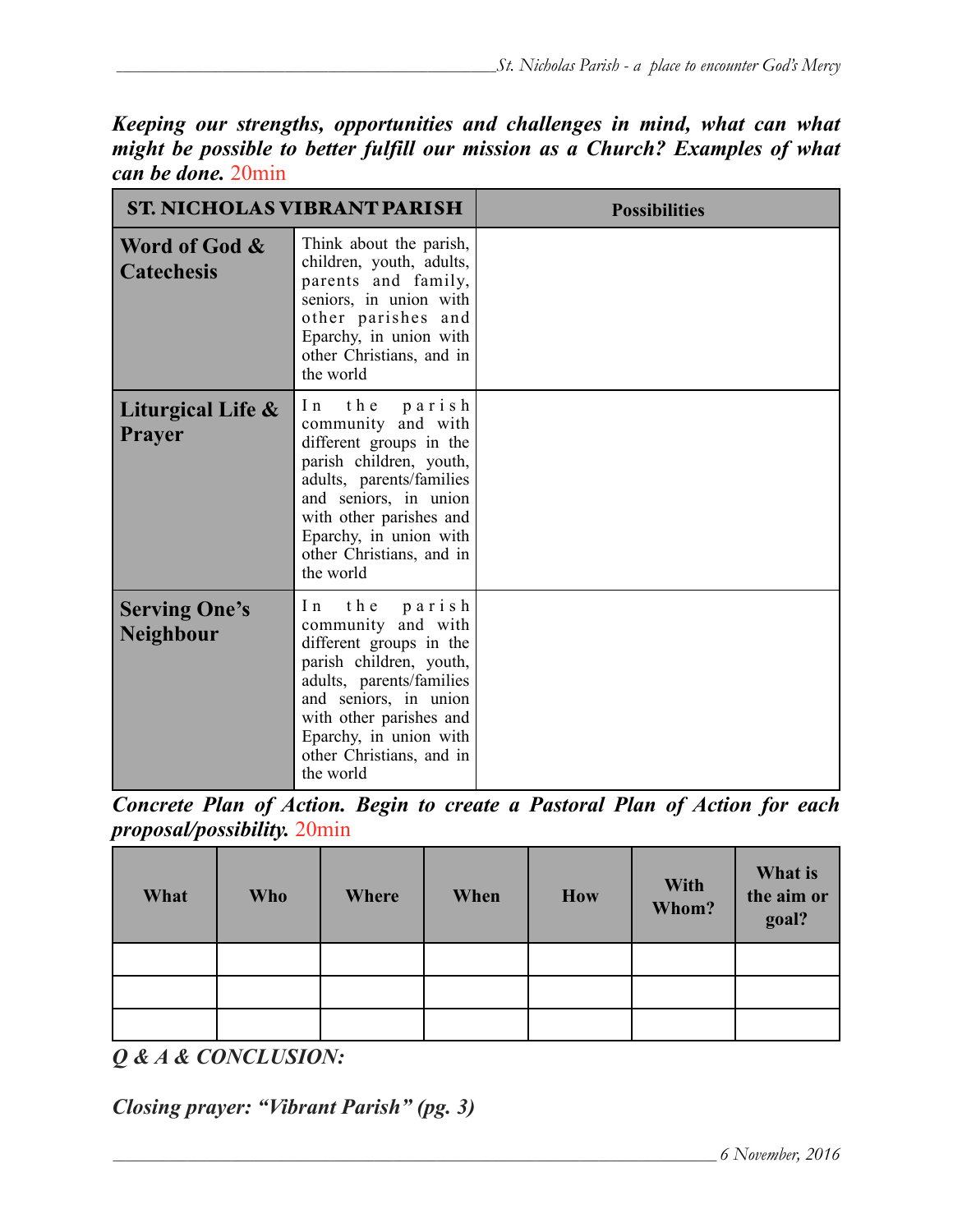***Keeping our strengths, opportunities and challenges in mind, what can what might be possible to better fulfill our mission as a Church? Examples of what can be done.*** 20min

| ST. NICHOLAS VIBRANT PARISH | | Possibilities |
|---|---|---|
| **Word of God & Catechesis** | Think about the parish, children, youth, adults, parents and family, seniors, in union with other parishes and Eparchy, in union with other Christians, and in the world | |
| **Liturgical Life & Prayer** | In the parish community and with different groups in the parish children, youth, adults, parents/families and seniors, in union with other parishes and Eparchy, in union with other Christians, and in the world | |
| **Serving One's Neighbour** | In the parish community and with different groups in the parish children, youth, adults, parents/families and seniors, in union with other parishes and Eparchy, in union with other Christians, and in the world | |

***Concrete Plan of Action. Begin to create a Pastoral Plan of Action for each proposal/possibility.*** 20min

| What | Who | Where | When | How | With Whom? | What is the aim or goal? |
|---|---|---|---|---|---|---|
| | | | | | | |
| | | | | | | |
| | | | | | | |

***Q & A & CONCLUSION:***

***Closing prayer: "Vibrant Parish" (pg. 3)***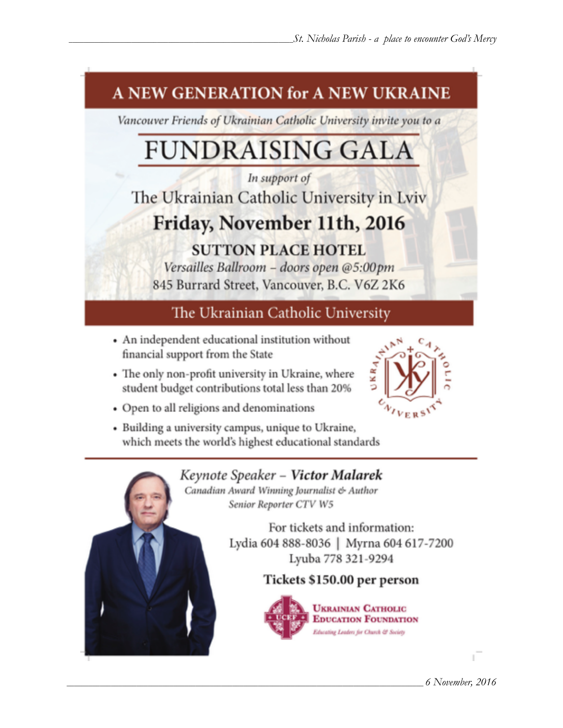# A NEW GENERATION for A NEW UKRAINE

*Vancouver Friends of Ukrainian Catholic University invite you to a*

# FUNDRAISING GALA

*In support of*

The Ukrainian Catholic University in Lviv

**Friday, November 11th, 2016**

**SUTTON PLACE HOTEL**

*Versailles Ballroom – doors open @5:00pm*

845 Burrard Street, Vancouver, B.C. V6Z 2K6

## The Ukrainian Catholic University

- An independent educational institution without financial support from the State
- The only non-profit university in Ukraine, where student budget contributions total less than 20%
- Open to all religions and denominations
- Building a university campus, unique to Ukraine, which meets the world's highest educational standards

UKRAINIAN CATHOLIC UNIVERSITY

*Keynote Speaker –* ***Victor Malarek***

*Canadian Award Winning Journalist & Author*

*Senior Reporter CTV W5*

For tickets and information:
Lydia 604 888-8036 | Myrna 604 617-7200
Lyuba 778 321-9294

**Tickets $150.00 per person**

UCEF

UKRAINIAN CATHOLIC EDUCATION FOUNDATION

*Educating Leaders for Church & Society*